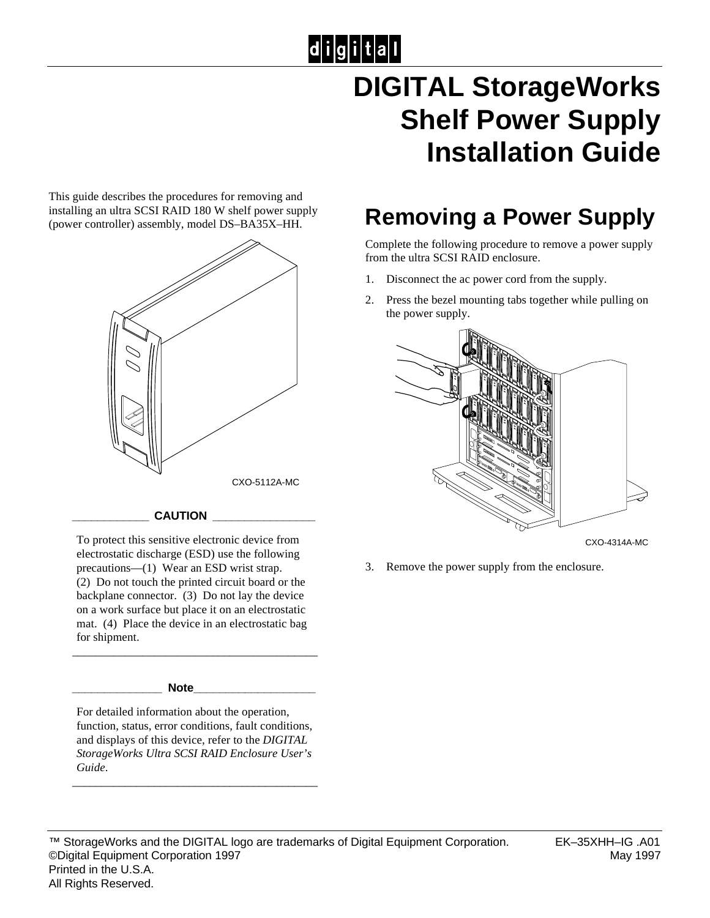# DIGITAL StorageWorks Shelf Power Supply Installation Guide

This guide describes the procedures for removing and installing an ultra SCSI RAID 180 W shelf power supply (power controller) assembly, model DS–BA35X–HH.

CXO-5112A-MC

**CAUTION**

To protect this sensitive electronic device from electrostatic discharge (ESD) use the following precautions—(1) Wear an ESD wrist strap. (2) Do not touch the printed circuit board or the backplane connector. (3) Do not lay the device on a work surface but place it on an electrostatic mat. (4) Place the device in an electrostatic bag for shipment.

**Note**

For detailed information about the operation, function, status, error conditions, fault conditions, and displays of this device, refer to the *DIGITAL StorageWorks Ultra SCSI RAID Enclosure User's Guide*.

## Removing a Power Supply

Complete the following procedure to remove a power supply from the ultra SCSI RAID enclosure.

1. Disconnect the ac power cord from the supply.
2. Press the bezel mounting tabs together while pulling on the power supply.

CXO-4314A-MC

3. Remove the power supply from the enclosure.

™ StorageWorks and the DIGITAL logo are trademarks of Digital Equipment Corporation.
©Digital Equipment Corporation 1997
Printed in the U.S.A.
All Rights Reserved.

EK–35XHH–IG .A01
May 1997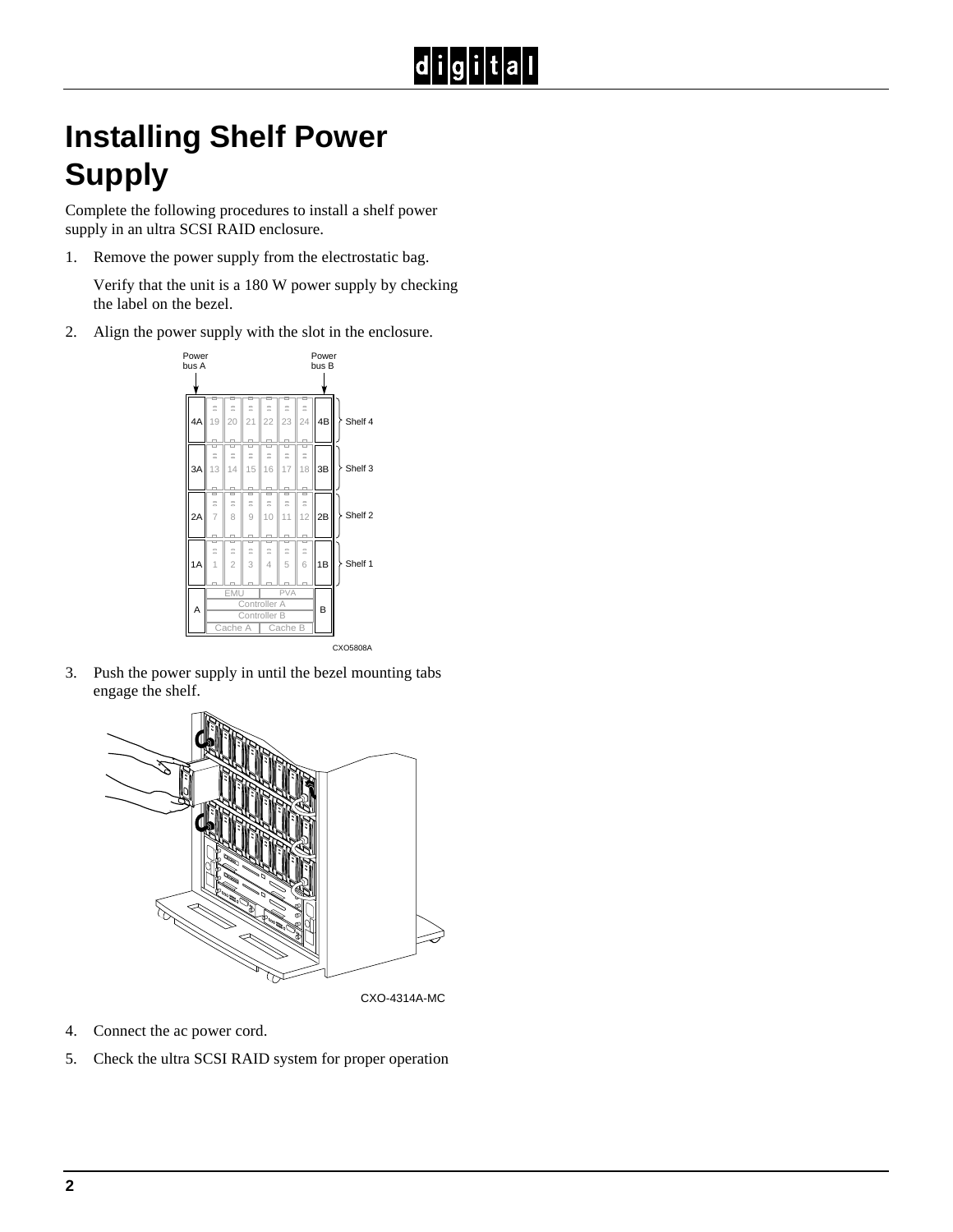# Installing Shelf Power Supply

Complete the following procedures to install a shelf power supply in an ultra SCSI RAID enclosure.

1. Remove the power supply from the electrostatic bag.

   Verify that the unit is a 180 W power supply by checking the label on the bezel.

2. Align the power supply with the slot in the enclosure.

Power bus A
Power bus B
4A 19 20 21 22 23 24 4B Shelf 4
3A 13 14 15 16 17 18 3B Shelf 3
2A 7 8 9 10 11 12 2B Shelf 2
1A 1 2 3 4 5 6 1B Shelf 1
A EMU PVA Controller A Controller B Cache A Cache B B
CXO5808A

3. Push the power supply in until the bezel mounting tabs engage the shelf.

CXO-4314A-MC

4. Connect the ac power cord.
5. Check the ultra SCSI RAID system for proper operation